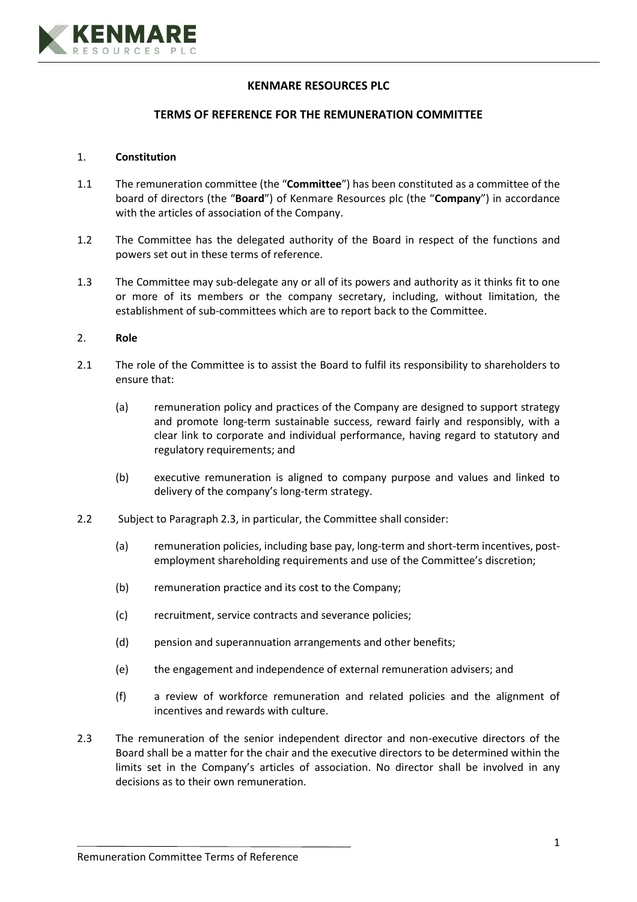**KENMARE RESOURCES PLC**

**TERMS OF REFERENCE FOR THE REMUNERATION COMMITTEE**

1. **Constitution**

1.1 The remuneration committee (the "**Committee**") has been constituted as a committee of the board of directors (the "**Board**") of Kenmare Resources plc (the "**Company**") in accordance with the articles of association of the Company.

1.2 The Committee has the delegated authority of the Board in respect of the functions and powers set out in these terms of reference.

1.3 The Committee may sub-delegate any or all of its powers and authority as it thinks fit to one or more of its members or the company secretary, including, without limitation, the establishment of sub-committees which are to report back to the Committee.

2. **Role**

2.1 The role of the Committee is to assist the Board to fulfil its responsibility to shareholders to ensure that:

(a) remuneration policy and practices of the Company are designed to support strategy and promote long-term sustainable success, reward fairly and responsibly, with a clear link to corporate and individual performance, having regard to statutory and regulatory requirements; and

(b) executive remuneration is aligned to company purpose and values and linked to delivery of the company's long-term strategy.

2.2 Subject to Paragraph 2.3, in particular, the Committee shall consider:

(a) remuneration policies, including base pay, long-term and short-term incentives, post-employment shareholding requirements and use of the Committee's discretion;

(b) remuneration practice and its cost to the Company;

(c) recruitment, service contracts and severance policies;

(d) pension and superannuation arrangements and other benefits;

(e) the engagement and independence of external remuneration advisers; and

(f) a review of workforce remuneration and related policies and the alignment of incentives and rewards with culture.

2.3 The remuneration of the senior independent director and non-executive directors of the Board shall be a matter for the chair and the executive directors to be determined within the limits set in the Company's articles of association. No director shall be involved in any decisions as to their own remuneration.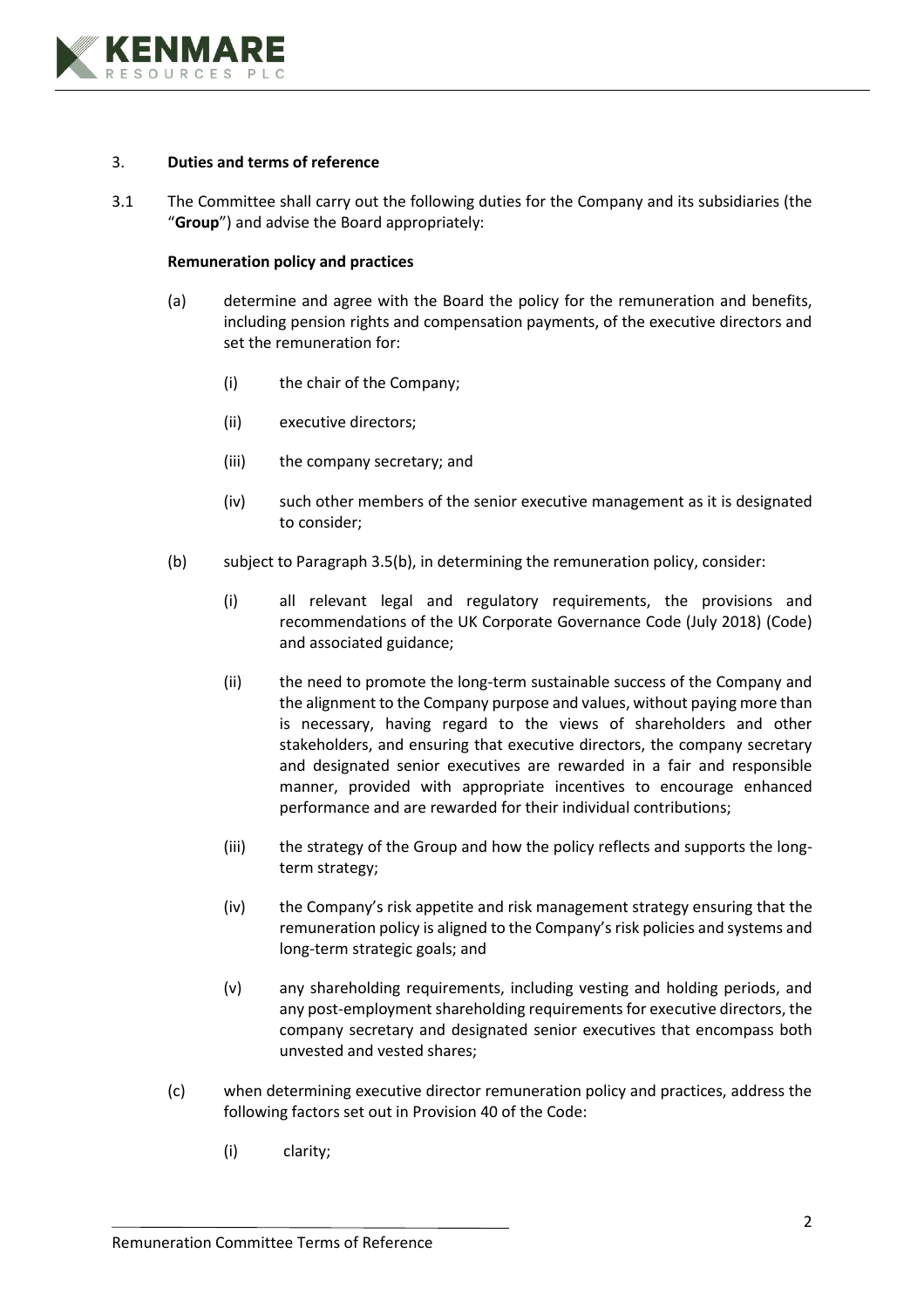3. **Duties and terms of reference**

3.1 The Committee shall carry out the following duties for the Company and its subsidiaries (the "**Group**") and advise the Board appropriately:

**Remuneration policy and practices**

(a) determine and agree with the Board the policy for the remuneration and benefits, including pension rights and compensation payments, of the executive directors and set the remuneration for:

(i) the chair of the Company;

(ii) executive directors;

(iii) the company secretary; and

(iv) such other members of the senior executive management as it is designated to consider;

(b) subject to Paragraph 3.5(b), in determining the remuneration policy, consider:

(i) all relevant legal and regulatory requirements, the provisions and recommendations of the UK Corporate Governance Code (July 2018) (Code) and associated guidance;

(ii) the need to promote the long-term sustainable success of the Company and the alignment to the Company purpose and values, without paying more than is necessary, having regard to the views of shareholders and other stakeholders, and ensuring that executive directors, the company secretary and designated senior executives are rewarded in a fair and responsible manner, provided with appropriate incentives to encourage enhanced performance and are rewarded for their individual contributions;

(iii) the strategy of the Group and how the policy reflects and supports the long-term strategy;

(iv) the Company's risk appetite and risk management strategy ensuring that the remuneration policy is aligned to the Company's risk policies and systems and long-term strategic goals; and

(v) any shareholding requirements, including vesting and holding periods, and any post-employment shareholding requirements for executive directors, the company secretary and designated senior executives that encompass both unvested and vested shares;

(c) when determining executive director remuneration policy and practices, address the following factors set out in Provision 40 of the Code:

(i) clarity;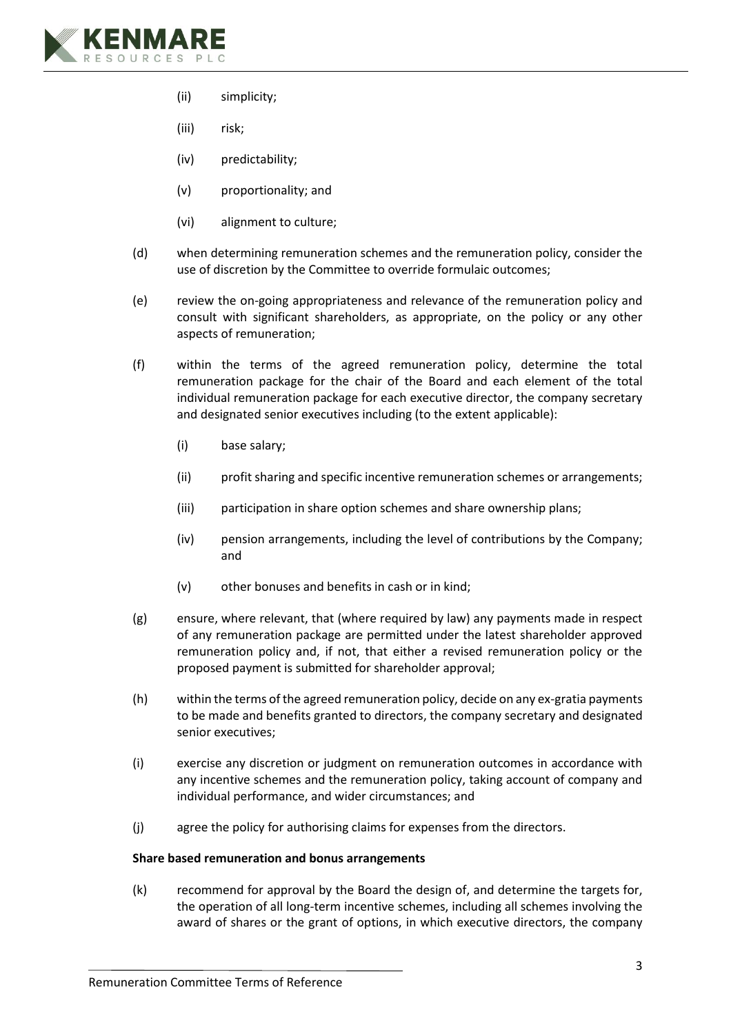(ii) simplicity;

(iii) risk;

(iv) predictability;

(v) proportionality; and

(vi) alignment to culture;

(d) when determining remuneration schemes and the remuneration policy, consider the use of discretion by the Committee to override formulaic outcomes;

(e) review the on-going appropriateness and relevance of the remuneration policy and consult with significant shareholders, as appropriate, on the policy or any other aspects of remuneration;

(f) within the terms of the agreed remuneration policy, determine the total remuneration package for the chair of the Board and each element of the total individual remuneration package for each executive director, the company secretary and designated senior executives including (to the extent applicable):

(i) base salary;

(ii) profit sharing and specific incentive remuneration schemes or arrangements;

(iii) participation in share option schemes and share ownership plans;

(iv) pension arrangements, including the level of contributions by the Company; and

(v) other bonuses and benefits in cash or in kind;

(g) ensure, where relevant, that (where required by law) any payments made in respect of any remuneration package are permitted under the latest shareholder approved remuneration policy and, if not, that either a revised remuneration policy or the proposed payment is submitted for shareholder approval;

(h) within the terms of the agreed remuneration policy, decide on any ex-gratia payments to be made and benefits granted to directors, the company secretary and designated senior executives;

(i) exercise any discretion or judgment on remuneration outcomes in accordance with any incentive schemes and the remuneration policy, taking account of company and individual performance, and wider circumstances; and

(j) agree the policy for authorising claims for expenses from the directors.

**Share based remuneration and bonus arrangements**

(k) recommend for approval by the Board the design of, and determine the targets for, the operation of all long-term incentive schemes, including all schemes involving the award of shares or the grant of options, in which executive directors, the company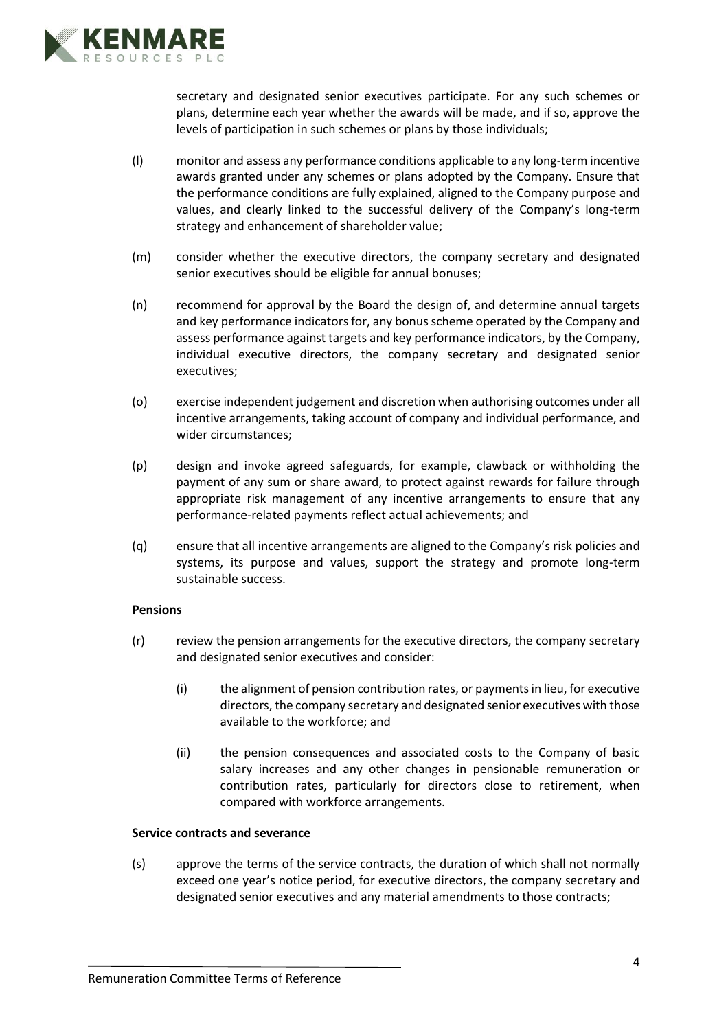secretary and designated senior executives participate. For any such schemes or plans, determine each year whether the awards will be made, and if so, approve the levels of participation in such schemes or plans by those individuals;

(l) monitor and assess any performance conditions applicable to any long-term incentive awards granted under any schemes or plans adopted by the Company. Ensure that the performance conditions are fully explained, aligned to the Company purpose and values, and clearly linked to the successful delivery of the Company's long-term strategy and enhancement of shareholder value;

(m) consider whether the executive directors, the company secretary and designated senior executives should be eligible for annual bonuses;

(n) recommend for approval by the Board the design of, and determine annual targets and key performance indicators for, any bonus scheme operated by the Company and assess performance against targets and key performance indicators, by the Company, individual executive directors, the company secretary and designated senior executives;

(o) exercise independent judgement and discretion when authorising outcomes under all incentive arrangements, taking account of company and individual performance, and wider circumstances;

(p) design and invoke agreed safeguards, for example, clawback or withholding the payment of any sum or share award, to protect against rewards for failure through appropriate risk management of any incentive arrangements to ensure that any performance-related payments reflect actual achievements; and

(q) ensure that all incentive arrangements are aligned to the Company's risk policies and systems, its purpose and values, support the strategy and promote long-term sustainable success.

**Pensions**

(r) review the pension arrangements for the executive directors, the company secretary and designated senior executives and consider:

    (i) the alignment of pension contribution rates, or payments in lieu, for executive directors, the company secretary and designated senior executives with those available to the workforce; and

    (ii) the pension consequences and associated costs to the Company of basic salary increases and any other changes in pensionable remuneration or contribution rates, particularly for directors close to retirement, when compared with workforce arrangements.

**Service contracts and severance**

(s) approve the terms of the service contracts, the duration of which shall not normally exceed one year's notice period, for executive directors, the company secretary and designated senior executives and any material amendments to those contracts;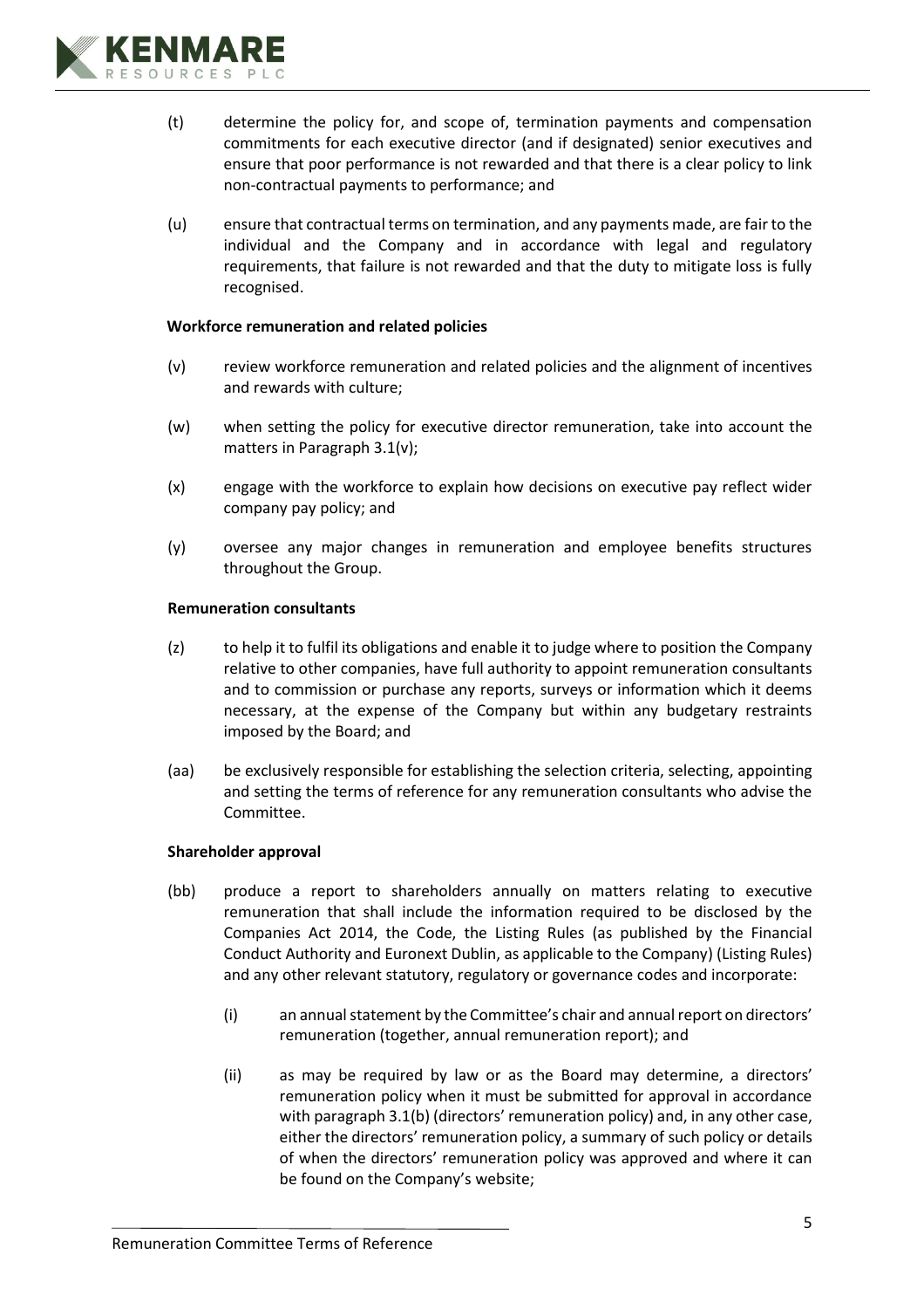(t) determine the policy for, and scope of, termination payments and compensation commitments for each executive director (and if designated) senior executives and ensure that poor performance is not rewarded and that there is a clear policy to link non-contractual payments to performance; and

(u) ensure that contractual terms on termination, and any payments made, are fair to the individual and the Company and in accordance with legal and regulatory requirements, that failure is not rewarded and that the duty to mitigate loss is fully recognised.

**Workforce remuneration and related policies**

(v) review workforce remuneration and related policies and the alignment of incentives and rewards with culture;

(w) when setting the policy for executive director remuneration, take into account the matters in Paragraph 3.1(v);

(x) engage with the workforce to explain how decisions on executive pay reflect wider company pay policy; and

(y) oversee any major changes in remuneration and employee benefits structures throughout the Group.

**Remuneration consultants**

(z) to help it to fulfil its obligations and enable it to judge where to position the Company relative to other companies, have full authority to appoint remuneration consultants and to commission or purchase any reports, surveys or information which it deems necessary, at the expense of the Company but within any budgetary restraints imposed by the Board; and

(aa) be exclusively responsible for establishing the selection criteria, selecting, appointing and setting the terms of reference for any remuneration consultants who advise the Committee.

**Shareholder approval**

(bb) produce a report to shareholders annually on matters relating to executive remuneration that shall include the information required to be disclosed by the Companies Act 2014, the Code, the Listing Rules (as published by the Financial Conduct Authority and Euronext Dublin, as applicable to the Company) (Listing Rules) and any other relevant statutory, regulatory or governance codes and incorporate:

   (i) an annual statement by the Committee's chair and annual report on directors' remuneration (together, annual remuneration report); and

   (ii) as may be required by law or as the Board may determine, a directors' remuneration policy when it must be submitted for approval in accordance with paragraph 3.1(b) (directors' remuneration policy) and, in any other case, either the directors' remuneration policy, a summary of such policy or details of when the directors' remuneration policy was approved and where it can be found on the Company's website;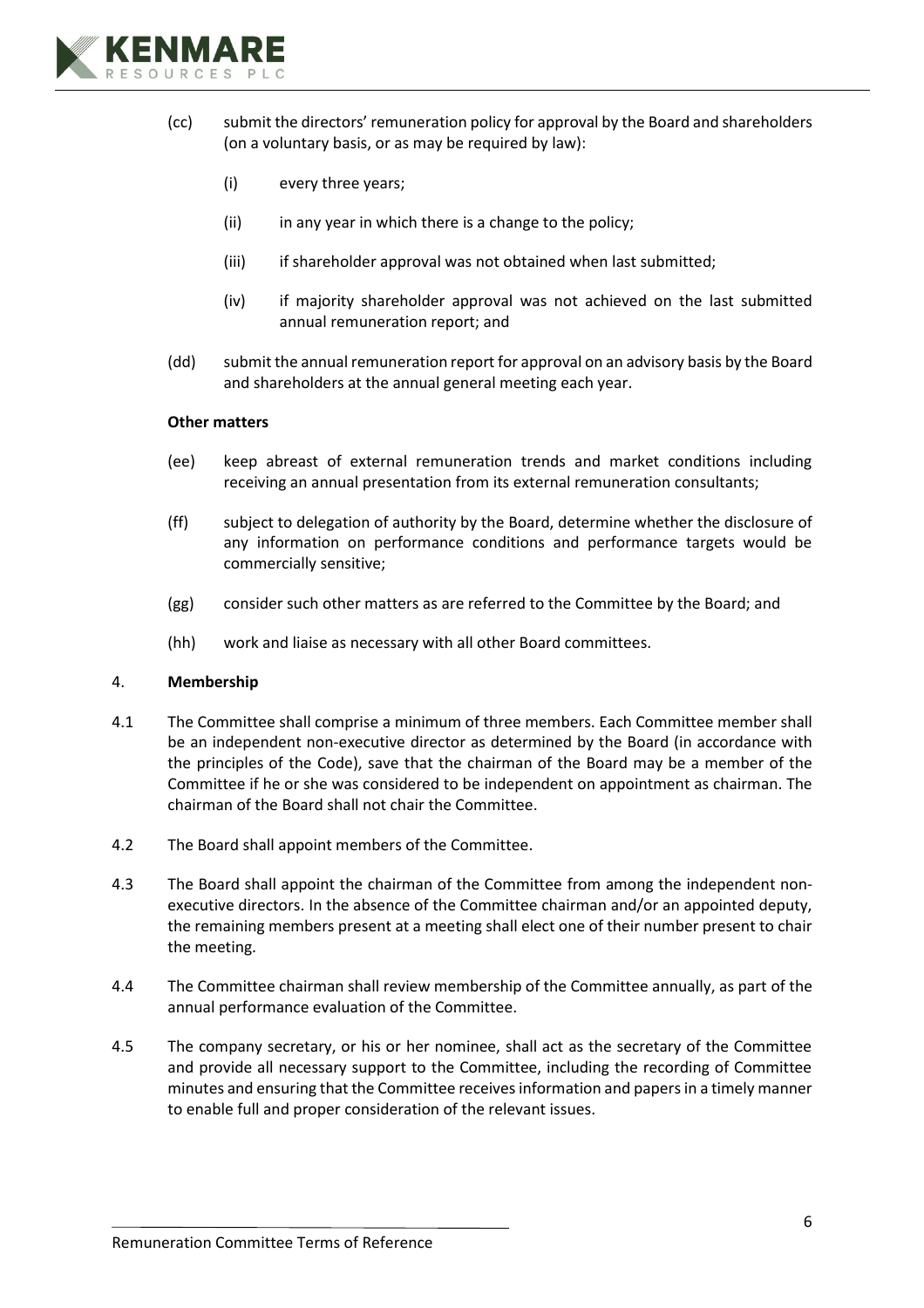(cc) submit the directors' remuneration policy for approval by the Board and shareholders (on a voluntary basis, or as may be required by law):

  (i) every three years;

  (ii) in any year in which there is a change to the policy;

  (iii) if shareholder approval was not obtained when last submitted;

  (iv) if majority shareholder approval was not achieved on the last submitted annual remuneration report; and

(dd) submit the annual remuneration report for approval on an advisory basis by the Board and shareholders at the annual general meeting each year.

**Other matters**

(ee) keep abreast of external remuneration trends and market conditions including receiving an annual presentation from its external remuneration consultants;

(ff) subject to delegation of authority by the Board, determine whether the disclosure of any information on performance conditions and performance targets would be commercially sensitive;

(gg) consider such other matters as are referred to the Committee by the Board; and

(hh) work and liaise as necessary with all other Board committees.

## 4. **Membership**

4.1 The Committee shall comprise a minimum of three members. Each Committee member shall be an independent non-executive director as determined by the Board (in accordance with the principles of the Code), save that the chairman of the Board may be a member of the Committee if he or she was considered to be independent on appointment as chairman. The chairman of the Board shall not chair the Committee.

4.2 The Board shall appoint members of the Committee.

4.3 The Board shall appoint the chairman of the Committee from among the independent non-executive directors. In the absence of the Committee chairman and/or an appointed deputy, the remaining members present at a meeting shall elect one of their number present to chair the meeting.

4.4 The Committee chairman shall review membership of the Committee annually, as part of the annual performance evaluation of the Committee.

4.5 The company secretary, or his or her nominee, shall act as the secretary of the Committee and provide all necessary support to the Committee, including the recording of Committee minutes and ensuring that the Committee receives information and papers in a timely manner to enable full and proper consideration of the relevant issues.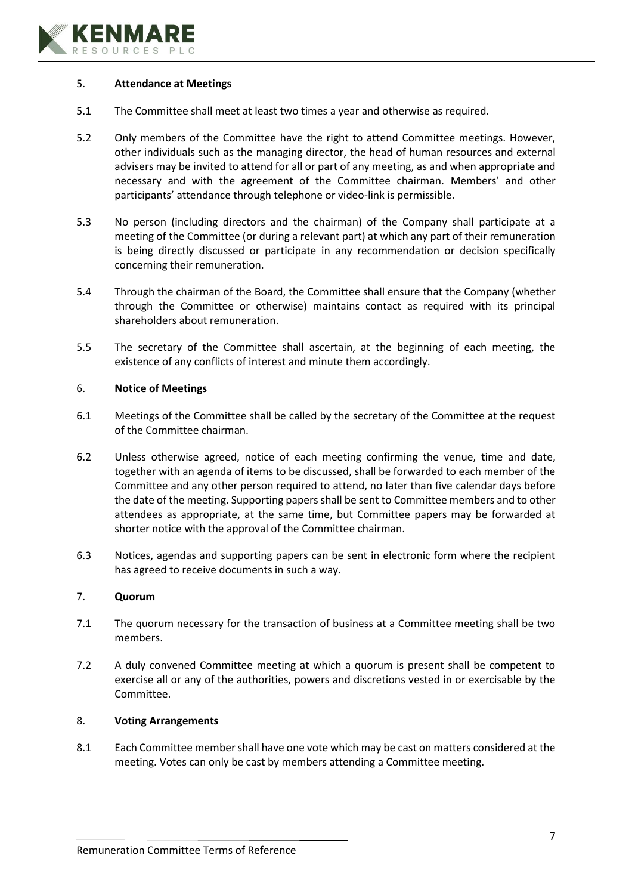## 5. Attendance at Meetings

5.1 The Committee shall meet at least two times a year and otherwise as required.

5.2 Only members of the Committee have the right to attend Committee meetings. However, other individuals such as the managing director, the head of human resources and external advisers may be invited to attend for all or part of any meeting, as and when appropriate and necessary and with the agreement of the Committee chairman. Members' and other participants' attendance through telephone or video-link is permissible.

5.3 No person (including directors and the chairman) of the Company shall participate at a meeting of the Committee (or during a relevant part) at which any part of their remuneration is being directly discussed or participate in any recommendation or decision specifically concerning their remuneration.

5.4 Through the chairman of the Board, the Committee shall ensure that the Company (whether through the Committee or otherwise) maintains contact as required with its principal shareholders about remuneration.

5.5 The secretary of the Committee shall ascertain, at the beginning of each meeting, the existence of any conflicts of interest and minute them accordingly.

## 6. Notice of Meetings

6.1 Meetings of the Committee shall be called by the secretary of the Committee at the request of the Committee chairman.

6.2 Unless otherwise agreed, notice of each meeting confirming the venue, time and date, together with an agenda of items to be discussed, shall be forwarded to each member of the Committee and any other person required to attend, no later than five calendar days before the date of the meeting. Supporting papers shall be sent to Committee members and to other attendees as appropriate, at the same time, but Committee papers may be forwarded at shorter notice with the approval of the Committee chairman.

6.3 Notices, agendas and supporting papers can be sent in electronic form where the recipient has agreed to receive documents in such a way.

## 7. Quorum

7.1 The quorum necessary for the transaction of business at a Committee meeting shall be two members.

7.2 A duly convened Committee meeting at which a quorum is present shall be competent to exercise all or any of the authorities, powers and discretions vested in or exercisable by the Committee.

## 8. Voting Arrangements

8.1 Each Committee member shall have one vote which may be cast on matters considered at the meeting. Votes can only be cast by members attending a Committee meeting.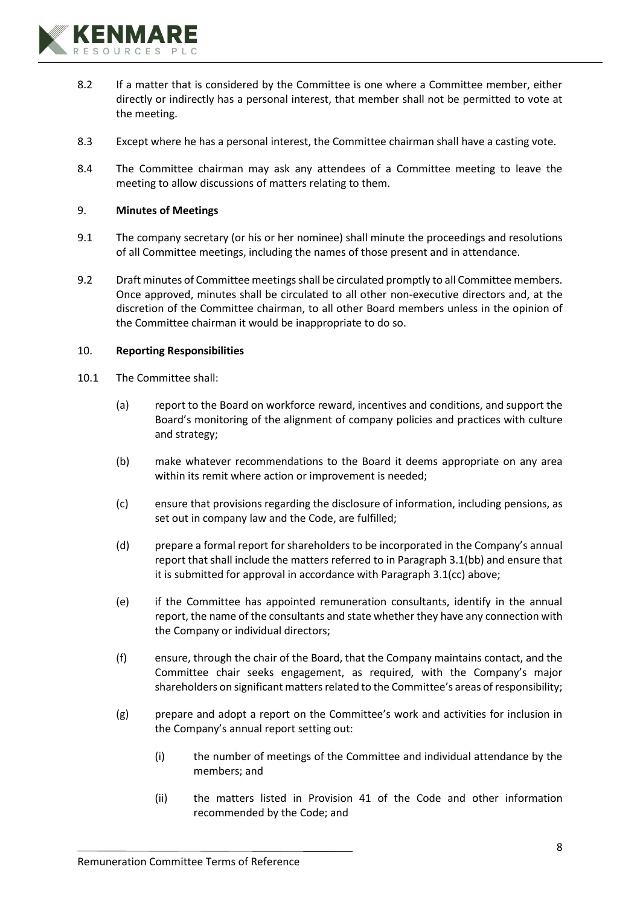8.2 If a matter that is considered by the Committee is one where a Committee member, either directly or indirectly has a personal interest, that member shall not be permitted to vote at the meeting.

8.3 Except where he has a personal interest, the Committee chairman shall have a casting vote.

8.4 The Committee chairman may ask any attendees of a Committee meeting to leave the meeting to allow discussions of matters relating to them.

## 9. **Minutes of Meetings**

9.1 The company secretary (or his or her nominee) shall minute the proceedings and resolutions of all Committee meetings, including the names of those present and in attendance.

9.2 Draft minutes of Committee meetings shall be circulated promptly to all Committee members. Once approved, minutes shall be circulated to all other non-executive directors and, at the discretion of the Committee chairman, to all other Board members unless in the opinion of the Committee chairman it would be inappropriate to do so.

## 10. **Reporting Responsibilities**

10.1 The Committee shall:

(a) report to the Board on workforce reward, incentives and conditions, and support the Board's monitoring of the alignment of company policies and practices with culture and strategy;

(b) make whatever recommendations to the Board it deems appropriate on any area within its remit where action or improvement is needed;

(c) ensure that provisions regarding the disclosure of information, including pensions, as set out in company law and the Code, are fulfilled;

(d) prepare a formal report for shareholders to be incorporated in the Company's annual report that shall include the matters referred to in Paragraph 3.1(bb) and ensure that it is submitted for approval in accordance with Paragraph 3.1(cc) above;

(e) if the Committee has appointed remuneration consultants, identify in the annual report, the name of the consultants and state whether they have any connection with the Company or individual directors;

(f) ensure, through the chair of the Board, that the Company maintains contact, and the Committee chair seeks engagement, as required, with the Company's major shareholders on significant matters related to the Committee's areas of responsibility;

(g) prepare and adopt a report on the Committee's work and activities for inclusion in the Company's annual report setting out:

(i) the number of meetings of the Committee and individual attendance by the members; and

(ii) the matters listed in Provision 41 of the Code and other information recommended by the Code; and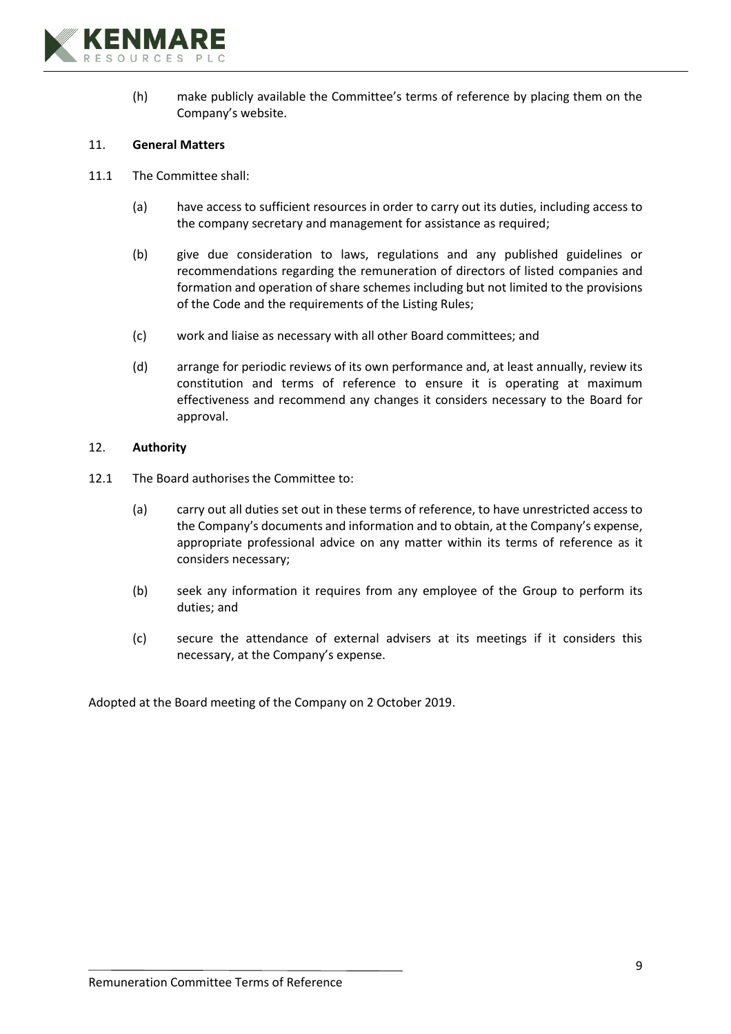(h) make publicly available the Committee's terms of reference by placing them on the Company's website.

## 11. General Matters

11.1 The Committee shall:

(a) have access to sufficient resources in order to carry out its duties, including access to the company secretary and management for assistance as required;

(b) give due consideration to laws, regulations and any published guidelines or recommendations regarding the remuneration of directors of listed companies and formation and operation of share schemes including but not limited to the provisions of the Code and the requirements of the Listing Rules;

(c) work and liaise as necessary with all other Board committees; and

(d) arrange for periodic reviews of its own performance and, at least annually, review its constitution and terms of reference to ensure it is operating at maximum effectiveness and recommend any changes it considers necessary to the Board for approval.

## 12. Authority

12.1 The Board authorises the Committee to:

(a) carry out all duties set out in these terms of reference, to have unrestricted access to the Company's documents and information and to obtain, at the Company's expense, appropriate professional advice on any matter within its terms of reference as it considers necessary;

(b) seek any information it requires from any employee of the Group to perform its duties; and

(c) secure the attendance of external advisers at its meetings if it considers this necessary, at the Company's expense.

Adopted at the Board meeting of the Company on 2 October 2019.